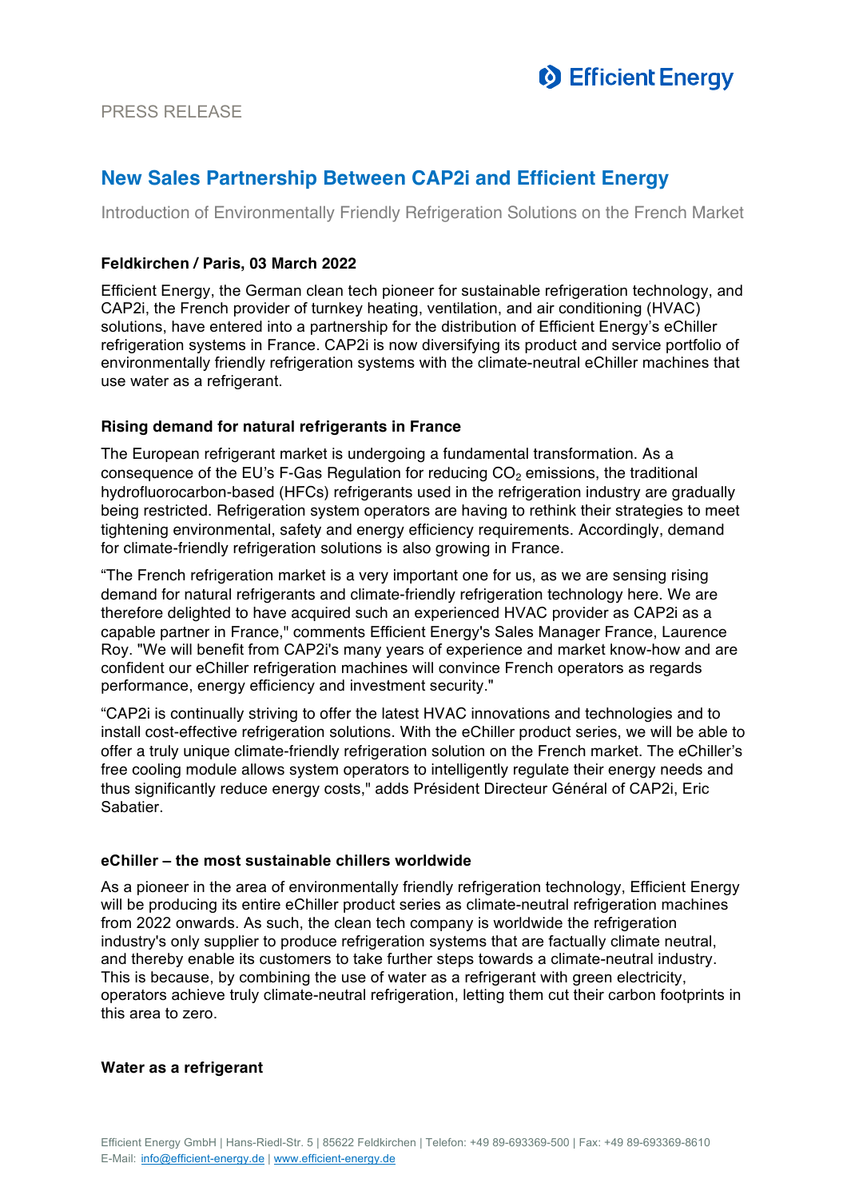PRESS RELEASE

# New Sales Partnership Between CAP2i and Efficient Energy

Introduction of Environmentally Friendly Refrigeration Solutions on the French Market

**Feldkirchen / Paris, 03 March 2022**

Efficient Energy, the German clean tech pioneer for sustainable refrigeration technology, and CAP2i, the French provider of turnkey heating, ventilation, and air conditioning (HVAC) solutions, have entered into a partnership for the distribution of Efficient Energy's eChiller refrigeration systems in France. CAP2i is now diversifying its product and service portfolio of environmentally friendly refrigeration systems with the climate-neutral eChiller machines that use water as a refrigerant.

**Rising demand for natural refrigerants in France**

The European refrigerant market is undergoing a fundamental transformation. As a consequence of the EU's F-Gas Regulation for reducing $CO_2$ emissions, the traditional hydrofluorocarbon-based (HFCs) refrigerants used in the refrigeration industry are gradually being restricted. Refrigeration system operators are having to rethink their strategies to meet tightening environmental, safety and energy efficiency requirements. Accordingly, demand for climate-friendly refrigeration solutions is also growing in France.

"The French refrigeration market is a very important one for us, as we are sensing rising demand for natural refrigerants and climate-friendly refrigeration technology here. We are therefore delighted to have acquired such an experienced HVAC provider as CAP2i as a capable partner in France," comments Efficient Energy's Sales Manager France, Laurence Roy. "We will benefit from CAP2i's many years of experience and market know-how and are confident our eChiller refrigeration machines will convince French operators as regards performance, energy efficiency and investment security."

"CAP2i is continually striving to offer the latest HVAC innovations and technologies and to install cost-effective refrigeration solutions. With the eChiller product series, we will be able to offer a truly unique climate-friendly refrigeration solution on the French market. The eChiller's free cooling module allows system operators to intelligently regulate their energy needs and thus significantly reduce energy costs," adds Président Directeur Général of CAP2i, Eric Sabatier.

**eChiller – the most sustainable chillers worldwide**

As a pioneer in the area of environmentally friendly refrigeration technology, Efficient Energy will be producing its entire eChiller product series as climate-neutral refrigeration machines from 2022 onwards. As such, the clean tech company is worldwide the refrigeration industry's only supplier to produce refrigeration systems that are factually climate neutral, and thereby enable its customers to take further steps towards a climate-neutral industry. This is because, by combining the use of water as a refrigerant with green electricity, operators achieve truly climate-neutral refrigeration, letting them cut their carbon footprints in this area to zero.

**Water as a refrigerant**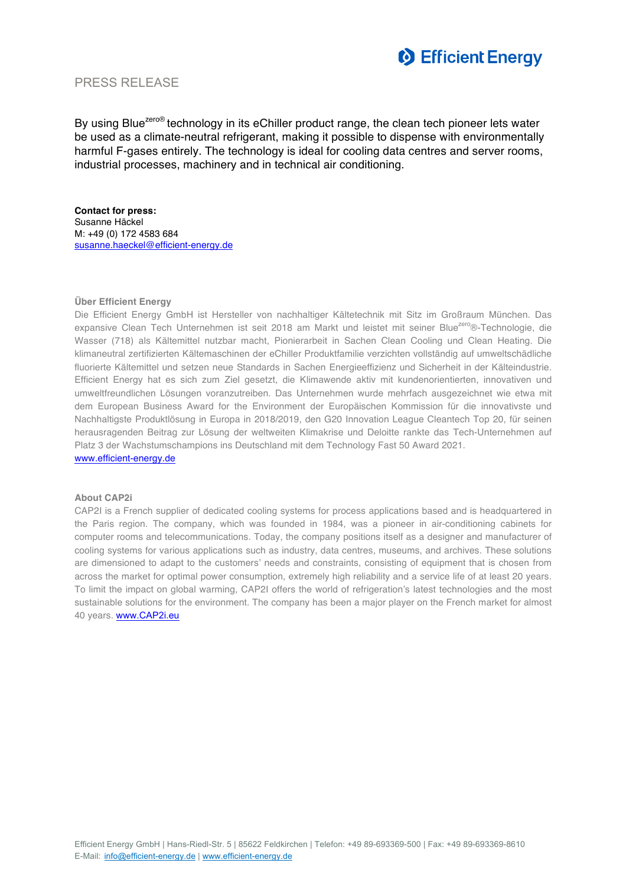PRESS RELEASE

By using Blue[zero®] technology in its eChiller product range, the clean tech pioneer lets water be used as a climate-neutral refrigerant, making it possible to dispense with environmentally harmful F-gases entirely. The technology is ideal for cooling data centres and server rooms, industrial processes, machinery and in technical air conditioning.

**Contact for press:**
Susanne Häckel
M: +49 (0) 172 4583 684
susanne.haeckel@efficient-energy.de

**Über Efficient Energy**

Die Efficient Energy GmbH ist Hersteller von nachhaltiger Kältetechnik mit Sitz im Großraum München. Das expansive Clean Tech Unternehmen ist seit 2018 am Markt und leistet mit seiner Blue[zero]®-Technologie, die Wasser (718) als Kältemittel nutzbar macht, Pionierarbeit in Sachen Clean Cooling und Clean Heating. Die klimaneutral zertifizierten Kältemaschinen der eChiller Produktfamilie verzichten vollständig auf umweltschädliche fluorierte Kältemittel und setzen neue Standards in Sachen Energieeffizienz und Sicherheit in der Kälteindustrie. Efficient Energy hat es sich zum Ziel gesetzt, die Klimawende aktiv mit kundenorientierten, innovativen und umweltfreundlichen Lösungen voranzutreiben. Das Unternehmen wurde mehrfach ausgezeichnet wie etwa mit dem European Business Award for the Environment der Europäischen Kommission für die innovativste und Nachhaltigste Produktlösung in Europa in 2018/2019, den G20 Innovation League Cleantech Top 20, für seinen herausragenden Beitrag zur Lösung der weltweiten Klimakrise und Deloitte rankte das Tech-Unternehmen auf Platz 3 der Wachstumschampions ins Deutschland mit dem Technology Fast 50 Award 2021.
www.efficient-energy.de

**About CAP2i**

CAP2I is a French supplier of dedicated cooling systems for process applications based and is headquartered in the Paris region. The company, which was founded in 1984, was a pioneer in air-conditioning cabinets for computer rooms and telecommunications. Today, the company positions itself as a designer and manufacturer of cooling systems for various applications such as industry, data centres, museums, and archives. These solutions are dimensioned to adapt to the customers' needs and constraints, consisting of equipment that is chosen from across the market for optimal power consumption, extremely high reliability and a service life of at least 20 years. To limit the impact on global warming, CAP2I offers the world of refrigeration's latest technologies and the most sustainable solutions for the environment. The company has been a major player on the French market for almost 40 years. www.CAP2i.eu

Efficient Energy GmbH | Hans-Riedl-Str. 5 | 85622 Feldkirchen | Telefon: +49 89-693369-500 | Fax: +49 89-693369-8610
E-Mail: info@efficient-energy.de | www.efficient-energy.de